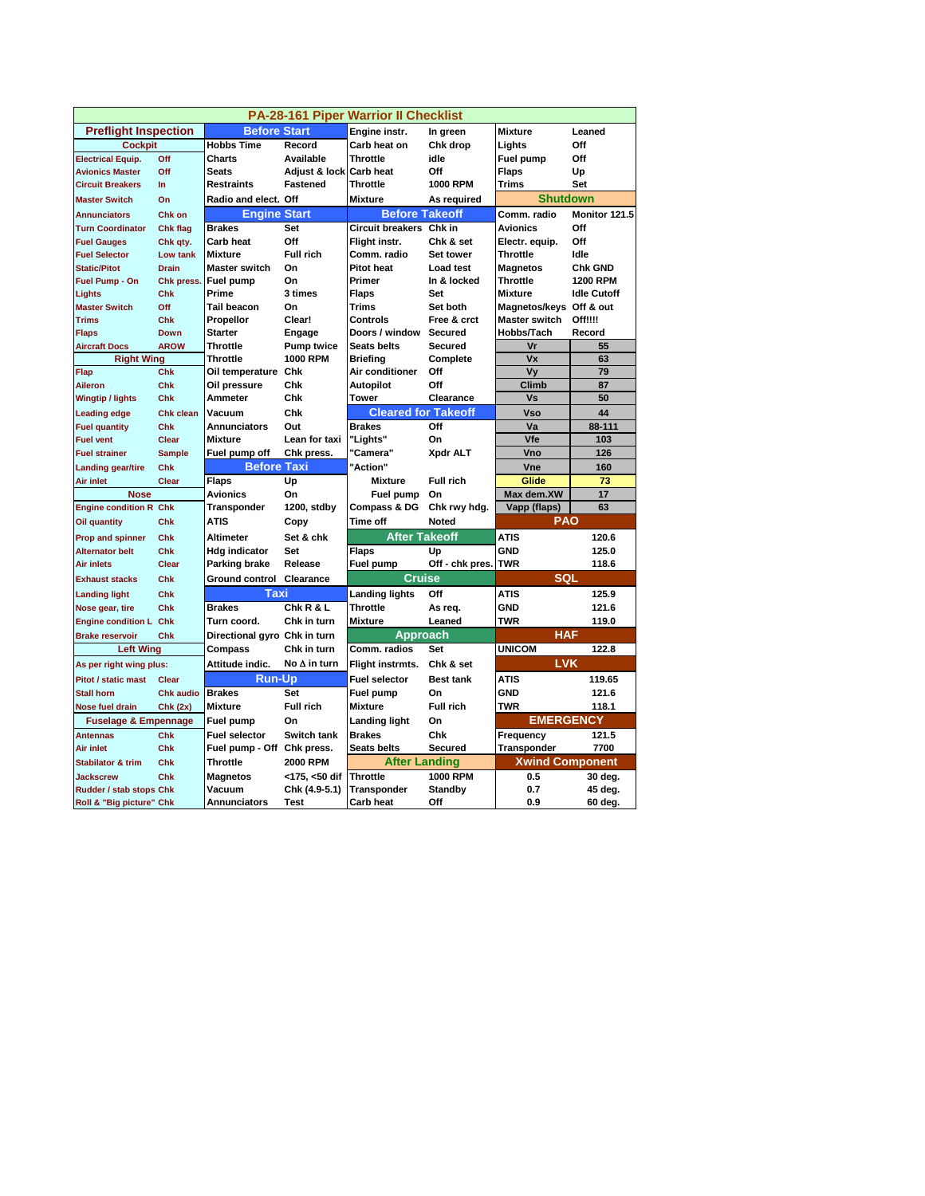# PA-28-161 Piper Warrior II Checklist

## Preflight Inspection

### Cockpit

| Item | Action |
|---|---|
| Electrical Equip. | Off |
| Avionics Master | Off |
| Circuit Breakers | In |
| Master Switch | On |
| Annunciators | Chk on |
| Turn Coordinator | Chk flag |
| Fuel Gauges | Chk qty. |
| Fuel Selector | Low tank |
| Static/Pitot | Drain |
| Fuel Pump - On | Chk press. |
| Lights | Chk |
| Master Switch | Off |
| Trims | Chk |
| Flaps | Down |
| Aircraft Docs | AROW |

### Right Wing

| Item | Action |
|---|---|
| Flap | Chk |
| Aileron | Chk |
| Wingtip / lights | Chk |
| Leading edge | Chk clean |
| Fuel quantity | Chk |
| Fuel vent | Clear |
| Fuel strainer | Sample |
| Landing gear/tire | Chk |
| Air inlet | Clear |

### Nose

| Item | Action |
|---|---|
| Engine condition R | Chk |
| Oil quantity | Chk |
| Prop and spinner | Chk |
| Alternator belt | Chk |
| Air inlets | Clear |
| Exhaust stacks | Chk |
| Landing light | Chk |
| Nose gear, tire | Chk |
| Engine condition L | Chk |
| Brake reservoir | Chk |

### Left Wing

| Item | Action |
|---|---|
| As per right wing plus: | |
| Pitot / static mast | Clear |
| Stall horn | Chk audio |
| Nose fuel drain | Chk (2x) |

### Fuselage & Empennage

| Item | Action |
|---|---|
| Antennas | Chk |
| Air inlet | Chk |
| Stabilator & trim | Chk |
| Jackscrew | Chk |
| Rudder / stab stops | Chk |
| Roll & "Big picture" | Chk |

## Before Start

| Item | Action |
|---|---|
| Hobbs Time | Record |
| Charts | Available |
| Seats | Adjust & lock |
| Restraints | Fastened |
| Radio and elect. | Off |

## Engine Start

| Item | Action |
|---|---|
| Brakes | Set |
| Carb heat | Off |
| Mixture | Full rich |
| Master switch | On |
| Fuel pump | On |
| Prime | 3 times |
| Tail beacon | On |
| Propellor | Clear! |
| Starter | Engage |
| Throttle | Pump twice |
| Throttle | 1000 RPM |
| Oil temperature | Chk |
| Oil pressure | Chk |
| Ammeter | Chk |
| Vacuum | Chk |
| Annunciators | Out |
| Mixture | Lean for taxi |
| Fuel pump off | Chk press. |

## Before Taxi

| Item | Action |
|---|---|
| Flaps | Up |
| Avionics | On |
| Transponder | 1200, stdby |
| ATIS | Copy |
| Altimeter | Set & chk |
| Hdg indicator | Set |
| Parking brake | Release |
| Ground control | Clearance |

## Taxi

| Item | Action |
|---|---|
| Brakes | Chk R & L |
| Turn coord. | Chk in turn |
| Directional gyro | Chk in turn |
| Compass | Chk in turn |
| Attitude indic. | No Δ in turn |

## Run-Up

| Item | Action |
|---|---|
| Brakes | Set |
| Mixture | Full rich |
| Fuel pump | On |
| Fuel selector | Switch tank |
| Fuel pump - Off | Chk press. |
| Throttle | 2000 RPM |
| Magnetos | <175, <50 dif |
| Vacuum | Chk (4.9-5.1) |
| Annunciators | Test |
| Engine instr. | In green |
| Carb heat on | Chk drop |
| Throttle | idle |
| Carb heat | Off |
| Throttle | 1000 RPM |
| Mixture | As required |

## Before Takeoff

| Item | Action |
|---|---|
| Circuit breakers | Chk in |
| Flight instr. | Chk & set |
| Comm. radio | Set tower |
| Pitot heat | Load test |
| Primer | In & locked |
| Flaps | Set |
| Trims | Set both |
| Controls | Free & crct |
| Doors / window | Secured |
| Seats belts | Secured |
| Briefing | Complete |
| Air conditioner | Off |
| Autopilot | Off |
| Tower | Clearance |

## Cleared for Takeoff

| Item | Action |
|---|---|
| Brakes | Off |
| "Lights" | On |
| "Camera" | Xpdr ALT |
| "Action" | |
| Mixture | Full rich |
| Fuel pump | On |
| Compass & DG | Chk rwy hdg. |
| Time off | Noted |

## After Takeoff

| Item | Action |
|---|---|
| Flaps | Up |
| Fuel pump | Off - chk pres. |

## Cruise

| Item | Action |
|---|---|
| Landing lights | Off |
| Throttle | As req. |
| Mixture | Leaned |

## Approach

| Item | Action |
|---|---|
| Comm. radios | Set |
| Flight instrmts. | Chk & set |
| Fuel selector | Best tank |
| Fuel pump | On |
| Mixture | Full rich |
| Landing light | On |
| Brakes | Chk |
| Seats belts | Secured |

## After Landing

| Item | Action |
|---|---|
| Throttle | 1000 RPM |
| Transponder | Standby |
| Carb heat | Off |
| Mixture | Leaned |
| Lights | Off |
| Fuel pump | Off |
| Flaps | Up |
| Trims | Set |

## Shutdown

| Item | Action |
|---|---|
| Comm. radio | Monitor 121.5 |
| Avionics | Off |
| Electr. equip. | Off |
| Throttle | Idle |
| Magnetos | Chk GND |
| Throttle | 1200 RPM |
| Mixture | Idle Cutoff |
| Magnetos/keys | Off & out |
| Master switch | Off!!!! |
| Hobbs/Tach | Record |

## Speeds

| Speed | Value |
|---|---|
| Vr | 55 |
| Vx | 63 |
| Vy | 79 |
| Climb | 87 |
| Vs | 50 |
| Vso | 44 |
| Va | 88-111 |
| Vfe | 103 |
| Vno | 126 |
| Vne | 160 |
| Glide | 73 |
| Max dem.XW | 17 |
| Vapp (flaps) | 63 |

## PAO

| Facility | Frequency |
|---|---|
| ATIS | 120.6 |
| GND | 125.0 |
| TWR | 118.6 |

## SQL

| Facility | Frequency |
|---|---|
| ATIS | 125.9 |
| GND | 121.6 |
| TWR | 119.0 |

## HAF

| Facility | Frequency |
|---|---|
| UNICOM | 122.8 |

## LVK

| Facility | Frequency |
|---|---|
| ATIS | 119.65 |
| GND | 121.6 |
| TWR | 118.1 |

## EMERGENCY

| Item | Value |
|---|---|
| Frequency | 121.5 |
| Transponder | 7700 |

## Xwind Component

| Factor | Angle |
|---|---|
| 0.5 | 30 deg. |
| 0.7 | 45 deg. |
| 0.9 | 60 deg. |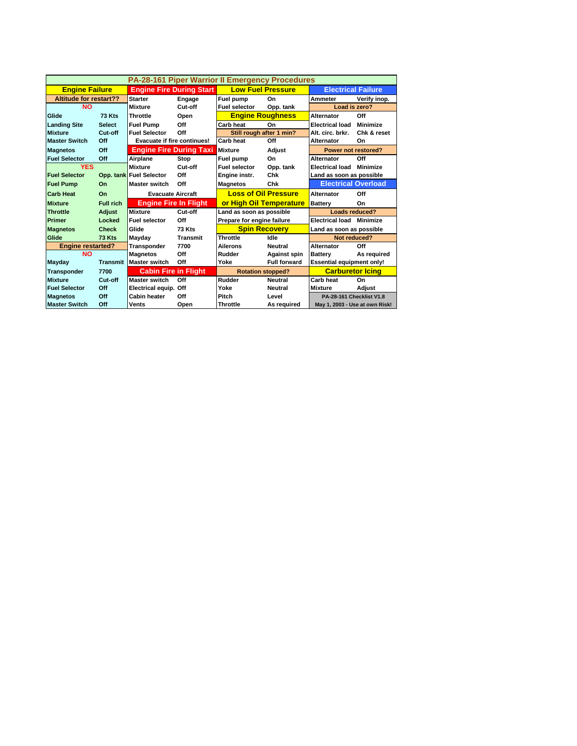# PA-28-161 Piper Warrior II Emergency Procedures

## Engine Failure

**Altitude for restart??**

**NO**

| | |
|---|---|
| Glide | 73 Kts |
| Landing Site | Select |
| Mixture | Cut-off |
| Master Switch | Off |
| Magnetos | Off |
| Fuel Selector | Off |

**YES**

| | |
|---|---|
| Fuel Selector | Opp. tank |
| Fuel Pump | On |
| Carb Heat | On |
| Mixture | Full rich |
| Throttle | Adjust |
| Primer | Locked |
| Magnetos | Check |
| Glide | 73 Kts |

**Engine restarted?**

**NO**

| | |
|---|---|
| Mayday | Transmit |
| Transponder | 7700 |
| Mixture | Cut-off |
| Fuel Selector | Off |
| Magnetos | Off |
| Master Switch | Off |

## Engine Fire During Start

| | |
|---|---|
| Starter | Engage |
| Mixture | Cut-off |
| Throttle | Open |
| Fuel Pump | Off |
| Fuel Selector | Off |

Evacuate if fire continues!

## Engine Fire During Taxi

| | |
|---|---|
| Airplane | Stop |
| Mixture | Cut-off |
| Fuel Selector | Off |
| Master switch | Off |

Evacuate Aircraft

## Engine Fire In Flight

| | |
|---|---|
| Mixture | Cut-off |
| Fuel selector | Off |
| Glide | 73 Kts |
| Mayday | Transmit |
| Transponder | 7700 |
| Magnetos | Off |
| Master switch | Off |

## Cabin Fire in Flight

| | |
|---|---|
| Master switch | Off |
| Electrical equip. | Off |
| Cabin heater | Off |
| Vents | Open |

## Low Fuel Pressure

| | |
|---|---|
| Fuel pump | On |
| Fuel selector | Opp. tank |

## Engine Roughness

| | |
|---|---|
| Carb heat | On |

**Still rough after 1 min?**

| | |
|---|---|
| Carb heat | Off |
| Mixture | Adjust |
| Fuel pump | On |
| Fuel selector | Opp. tank |
| Engine instr. | Chk |
| Magnetos | Chk |

## Loss of Oil Pressure or High Oil Temperature

Land as soon as possible

Prepare for engine failure

## Spin Recovery

| | |
|---|---|
| Throttle | Idle |
| Ailerons | Neutral |
| Rudder | Against spin |
| Yoke | Full forward |

**Rotation stopped?**

| | |
|---|---|
| Rudder | Neutral |
| Yoke | Neutral |
| Pitch | Level |
| Throttle | As required |

## Electrical Failure

| | |
|---|---|
| Ammeter | Verify inop. |

**Load is zero?**

| | |
|---|---|
| Alternator | Off |
| Electrical load | Minimize |
| Alt. circ. brkr. | Chk & reset |
| Alternator | On |

**Power not restored?**

| | |
|---|---|
| Alternator | Off |
| Electrical load | Minimize |

Land as soon as possible

## Electrical Overload

| | |
|---|---|
| Alternator | Off |
| Battery | On |

**Loads reduced?**

| | |
|---|---|
| Electrical load | Minimize |

Land as soon as possible

**Not reduced?**

| | |
|---|---|
| Alternator | Off |
| Battery | As required |

Essential equipment only!

## Carburetor Icing

| | |
|---|---|
| Carb heat | On |
| Mixture | Adjust |

PA-28-161 Checklist V1.8

May 1, 2003 - Use at own Risk!